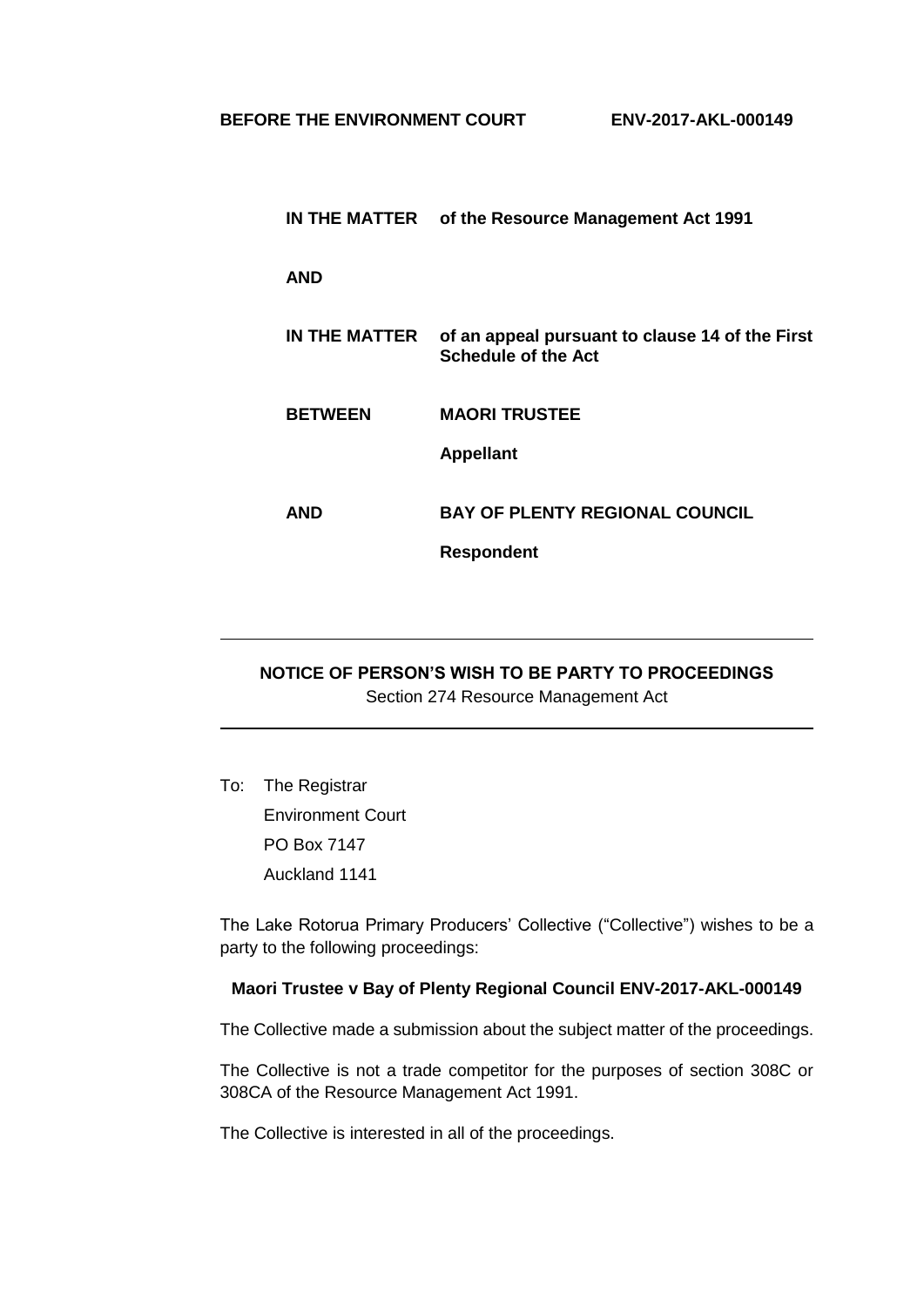**BEFORE THE ENVIRONMENT COURT** **ENV-2017-AKL-000149**

| | |
|---|---|
| **IN THE MATTER** | **of the Resource Management Act 1991** |
| **AND** | |
| **IN THE MATTER** | **of an appeal pursuant to clause 14 of the First Schedule of the Act** |
| **BETWEEN** | **MAORI TRUSTEE** |
| | **Appellant** |
| **AND** | **BAY OF PLENTY REGIONAL COUNCIL** |
| | **Respondent** |

---

## NOTICE OF PERSON'S WISH TO BE PARTY TO PROCEEDINGS

Section 274 Resource Management Act

---

To: The Registrar
Environment Court
PO Box 7147
Auckland 1141

The Lake Rotorua Primary Producers' Collective ("Collective") wishes to be a party to the following proceedings:

**Maori Trustee v Bay of Plenty Regional Council ENV-2017-AKL-000149**

The Collective made a submission about the subject matter of the proceedings.

The Collective is not a trade competitor for the purposes of section 308C or 308CA of the Resource Management Act 1991.

The Collective is interested in all of the proceedings.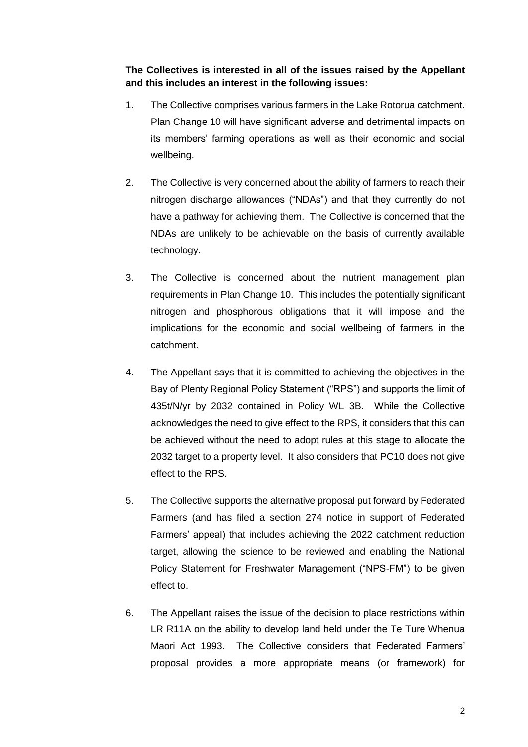**The Collectives is interested in all of the issues raised by the Appellant and this includes an interest in the following issues:**

1. The Collective comprises various farmers in the Lake Rotorua catchment. Plan Change 10 will have significant adverse and detrimental impacts on its members' farming operations as well as their economic and social wellbeing.

2. The Collective is very concerned about the ability of farmers to reach their nitrogen discharge allowances ("NDAs") and that they currently do not have a pathway for achieving them. The Collective is concerned that the NDAs are unlikely to be achievable on the basis of currently available technology.

3. The Collective is concerned about the nutrient management plan requirements in Plan Change 10. This includes the potentially significant nitrogen and phosphorous obligations that it will impose and the implications for the economic and social wellbeing of farmers in the catchment.

4. The Appellant says that it is committed to achieving the objectives in the Bay of Plenty Regional Policy Statement ("RPS") and supports the limit of 435t/N/yr by 2032 contained in Policy WL 3B. While the Collective acknowledges the need to give effect to the RPS, it considers that this can be achieved without the need to adopt rules at this stage to allocate the 2032 target to a property level. It also considers that PC10 does not give effect to the RPS.

5. The Collective supports the alternative proposal put forward by Federated Farmers (and has filed a section 274 notice in support of Federated Farmers' appeal) that includes achieving the 2022 catchment reduction target, allowing the science to be reviewed and enabling the National Policy Statement for Freshwater Management ("NPS-FM") to be given effect to.

6. The Appellant raises the issue of the decision to place restrictions within LR R11A on the ability to develop land held under the Te Ture Whenua Maori Act 1993. The Collective considers that Federated Farmers' proposal provides a more appropriate means (or framework) for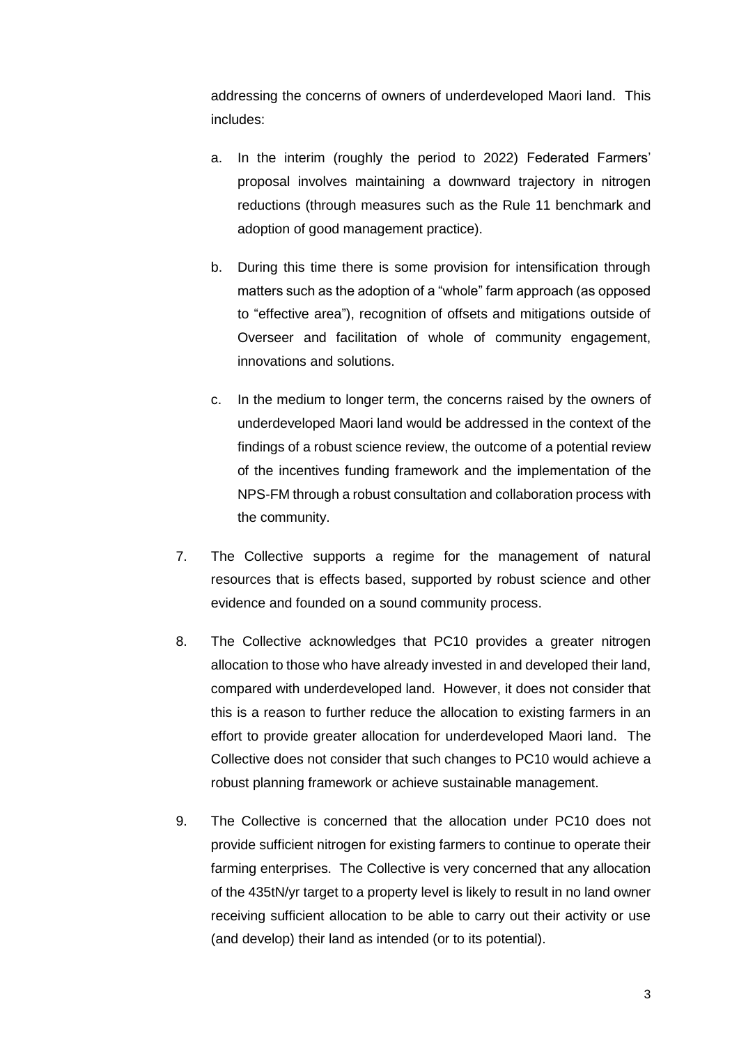addressing the concerns of owners of underdeveloped Maori land. This includes:

a. In the interim (roughly the period to 2022) Federated Farmers' proposal involves maintaining a downward trajectory in nitrogen reductions (through measures such as the Rule 11 benchmark and adoption of good management practice).

b. During this time there is some provision for intensification through matters such as the adoption of a "whole" farm approach (as opposed to "effective area"), recognition of offsets and mitigations outside of Overseer and facilitation of whole of community engagement, innovations and solutions.

c. In the medium to longer term, the concerns raised by the owners of underdeveloped Maori land would be addressed in the context of the findings of a robust science review, the outcome of a potential review of the incentives funding framework and the implementation of the NPS-FM through a robust consultation and collaboration process with the community.

7. The Collective supports a regime for the management of natural resources that is effects based, supported by robust science and other evidence and founded on a sound community process.

8. The Collective acknowledges that PC10 provides a greater nitrogen allocation to those who have already invested in and developed their land, compared with underdeveloped land. However, it does not consider that this is a reason to further reduce the allocation to existing farmers in an effort to provide greater allocation for underdeveloped Maori land. The Collective does not consider that such changes to PC10 would achieve a robust planning framework or achieve sustainable management.

9. The Collective is concerned that the allocation under PC10 does not provide sufficient nitrogen for existing farmers to continue to operate their farming enterprises. The Collective is very concerned that any allocation of the 435tN/yr target to a property level is likely to result in no land owner receiving sufficient allocation to be able to carry out their activity or use (and develop) their land as intended (or to its potential).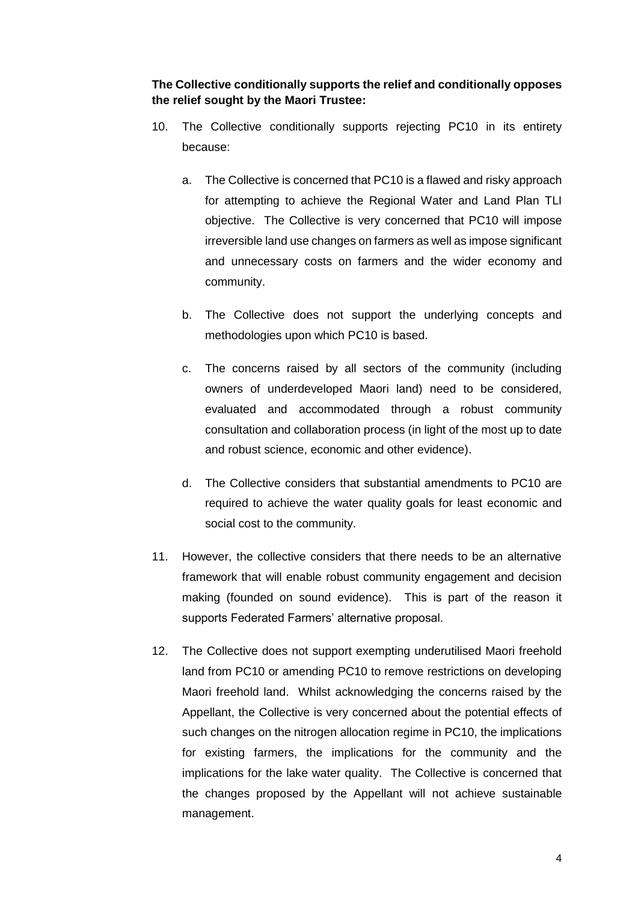**The Collective conditionally supports the relief and conditionally opposes the relief sought by the Maori Trustee:**

10. The Collective conditionally supports rejecting PC10 in its entirety because:

    a. The Collective is concerned that PC10 is a flawed and risky approach for attempting to achieve the Regional Water and Land Plan TLI objective. The Collective is very concerned that PC10 will impose irreversible land use changes on farmers as well as impose significant and unnecessary costs on farmers and the wider economy and community.

    b. The Collective does not support the underlying concepts and methodologies upon which PC10 is based.

    c. The concerns raised by all sectors of the community (including owners of underdeveloped Maori land) need to be considered, evaluated and accommodated through a robust community consultation and collaboration process (in light of the most up to date and robust science, economic and other evidence).

    d. The Collective considers that substantial amendments to PC10 are required to achieve the water quality goals for least economic and social cost to the community.

11. However, the collective considers that there needs to be an alternative framework that will enable robust community engagement and decision making (founded on sound evidence). This is part of the reason it supports Federated Farmers' alternative proposal.

12. The Collective does not support exempting underutilised Maori freehold land from PC10 or amending PC10 to remove restrictions on developing Maori freehold land. Whilst acknowledging the concerns raised by the Appellant, the Collective is very concerned about the potential effects of such changes on the nitrogen allocation regime in PC10, the implications for existing farmers, the implications for the community and the implications for the lake water quality. The Collective is concerned that the changes proposed by the Appellant will not achieve sustainable management.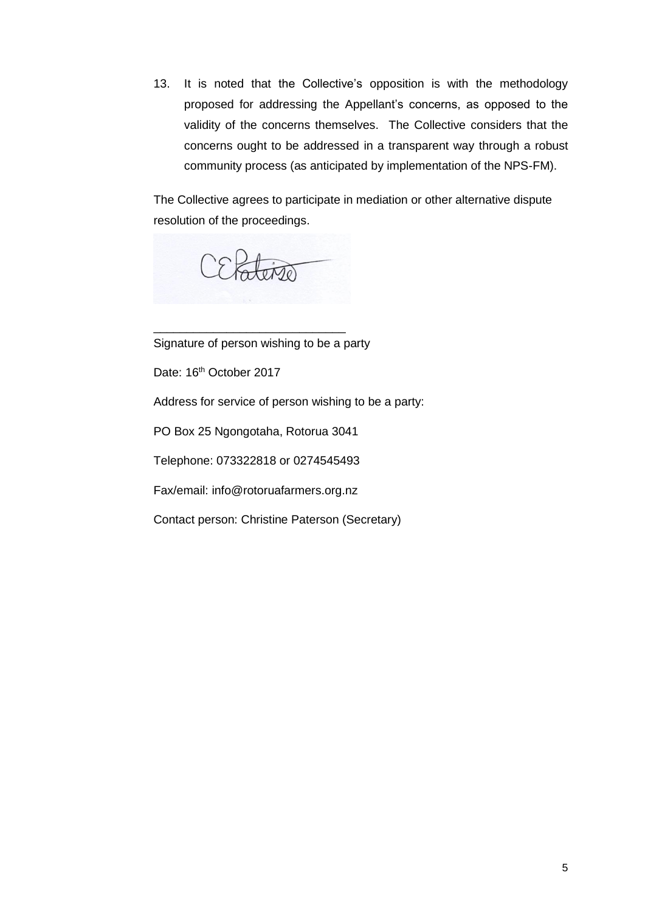13. It is noted that the Collective's opposition is with the methodology proposed for addressing the Appellant's concerns, as opposed to the validity of the concerns themselves. The Collective considers that the concerns ought to be addressed in a transparent way through a robust community process (as anticipated by implementation of the NPS-FM).

The Collective agrees to participate in mediation or other alternative dispute resolution of the proceedings.

_____________________________

Signature of person wishing to be a party

Date: 16th October 2017

Address for service of person wishing to be a party:

PO Box 25 Ngongotaha, Rotorua 3041

Telephone: 073322818 or 0274545493

Fax/email: info@rotoruafarmers.org.nz

Contact person: Christine Paterson (Secretary)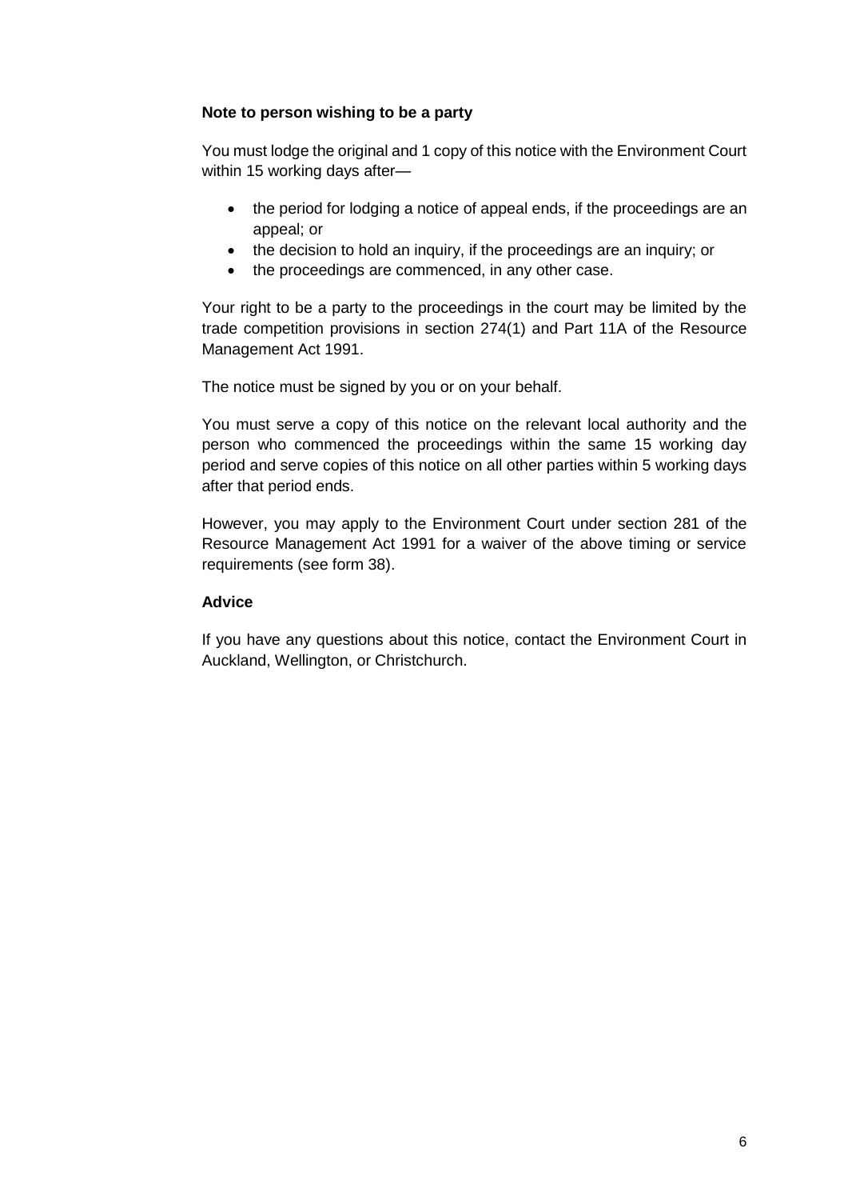**Note to person wishing to be a party**

You must lodge the original and 1 copy of this notice with the Environment Court within 15 working days after—

- the period for lodging a notice of appeal ends, if the proceedings are an appeal; or
- the decision to hold an inquiry, if the proceedings are an inquiry; or
- the proceedings are commenced, in any other case.

Your right to be a party to the proceedings in the court may be limited by the trade competition provisions in section 274(1) and Part 11A of the Resource Management Act 1991.

The notice must be signed by you or on your behalf.

You must serve a copy of this notice on the relevant local authority and the person who commenced the proceedings within the same 15 working day period and serve copies of this notice on all other parties within 5 working days after that period ends.

However, you may apply to the Environment Court under section 281 of the Resource Management Act 1991 for a waiver of the above timing or service requirements (see form 38).

**Advice**

If you have any questions about this notice, contact the Environment Court in Auckland, Wellington, or Christchurch.